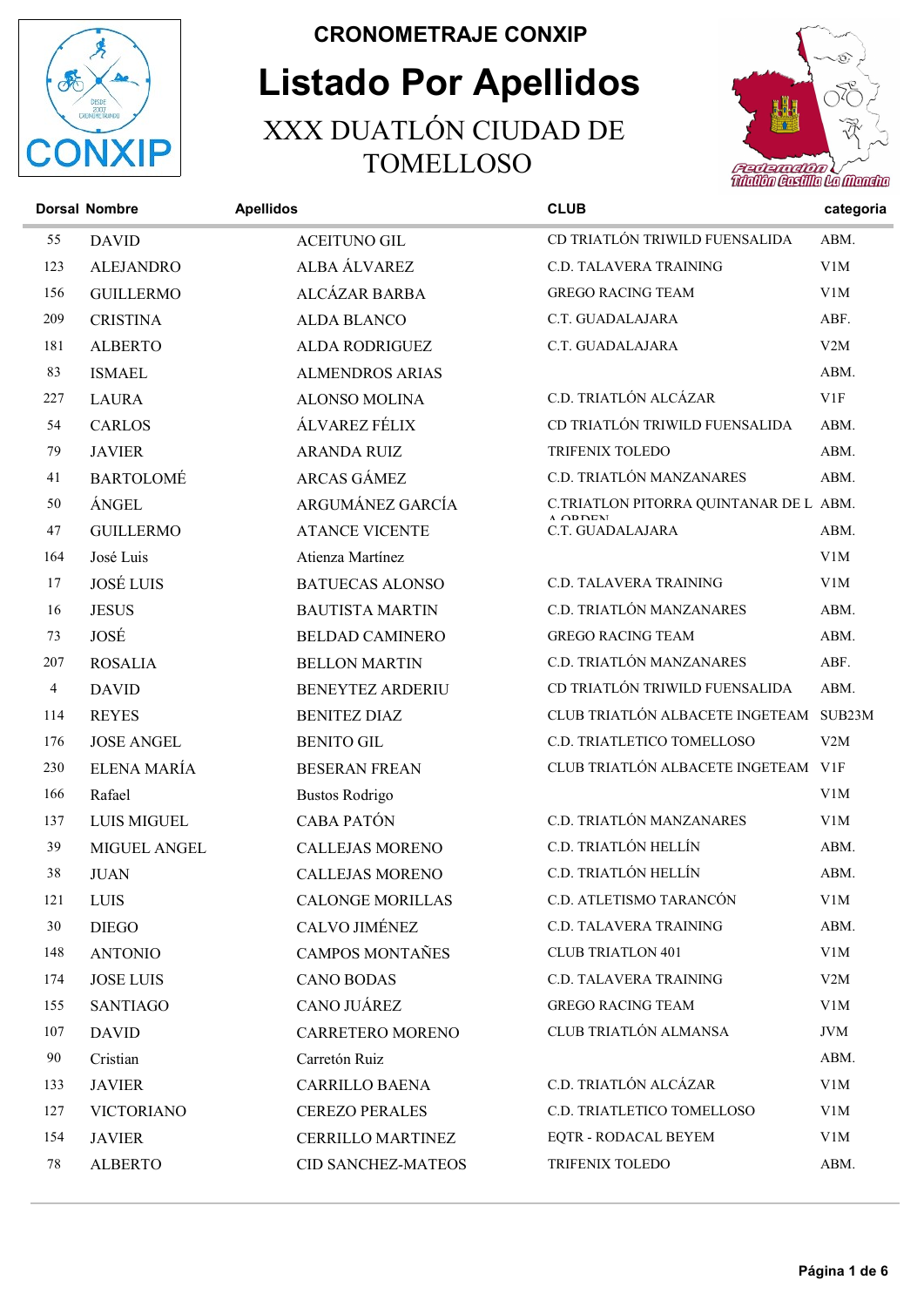# CRONOMETRAJE CONXIP

# Listado Por Apellidos

## XXX DUATLÓN CIUDAD DE TOMELLOSO

| Dorsal | Nombre | Apellidos | CLUB | categoria |
|---|---|---|---|---|
| 55 | DAVID | ACEITUNO GIL | CD TRIATLÓN TRIWILD FUENSALIDA | ABM. |
| 123 | ALEJANDRO | ALBA ÁLVAREZ | C.D. TALAVERA TRAINING | V1M |
| 156 | GUILLERMO | ALCÁZAR BARBA | GREGO RACING TEAM | V1M |
| 209 | CRISTINA | ALDA BLANCO | C.T. GUADALAJARA | ABF. |
| 181 | ALBERTO | ALDA RODRIGUEZ | C.T. GUADALAJARA | V2M |
| 83 | ISMAEL | ALMENDROS ARIAS | | ABM. |
| 227 | LAURA | ALONSO MOLINA | C.D. TRIATLÓN ALCÁZAR | V1F |
| 54 | CARLOS | ÁLVAREZ FÉLIX | CD TRIATLÓN TRIWILD FUENSALIDA | ABM. |
| 79 | JAVIER | ARANDA RUIZ | TRIFENIX TOLEDO | ABM. |
| 41 | BARTOLOMÉ | ARCAS GÁMEZ | C.D. TRIATLÓN MANZANARES | ABM. |
| 50 | ÁNGEL | ARGUMÁNEZ GARCÍA | C.TRIATLON PITORRA QUINTANAR DE LA ORDEN | ABM. |
| 47 | GUILLERMO | ATANCE VICENTE | C.T. GUADALAJARA | ABM. |
| 164 | José Luis | Atienza Martínez | | V1M |
| 17 | JOSÉ LUIS | BATUECAS ALONSO | C.D. TALAVERA TRAINING | V1M |
| 16 | JESUS | BAUTISTA MARTIN | C.D. TRIATLÓN MANZANARES | ABM. |
| 73 | JOSÉ | BELDAD CAMINERO | GREGO RACING TEAM | ABM. |
| 207 | ROSALIA | BELLON MARTIN | C.D. TRIATLÓN MANZANARES | ABF. |
| 4 | DAVID | BENEYTEZ ARDERIU | CD TRIATLÓN TRIWILD FUENSALIDA | ABM. |
| 114 | REYES | BENITEZ DIAZ | CLUB TRIATLÓN ALBACETE INGETEAM | SUB23M |
| 176 | JOSE ANGEL | BENITO GIL | C.D. TRIATLETICO TOMELLOSO | V2M |
| 230 | ELENA MARÍA | BESERAN FREAN | CLUB TRIATLÓN ALBACETE INGETEAM | V1F |
| 166 | Rafael | Bustos Rodrigo | | V1M |
| 137 | LUIS MIGUEL | CABA PATÓN | C.D. TRIATLÓN MANZANARES | V1M |
| 39 | MIGUEL ANGEL | CALLEJAS MORENO | C.D. TRIATLÓN HELLÍN | ABM. |
| 38 | JUAN | CALLEJAS MORENO | C.D. TRIATLÓN HELLÍN | ABM. |
| 121 | LUIS | CALONGE MORILLAS | C.D. ATLETISMO TARANCÓN | V1M |
| 30 | DIEGO | CALVO JIMÉNEZ | C.D. TALAVERA TRAINING | ABM. |
| 148 | ANTONIO | CAMPOS MONTAÑES | CLUB TRIATLON 401 | V1M |
| 174 | JOSE LUIS | CANO BODAS | C.D. TALAVERA TRAINING | V2M |
| 155 | SANTIAGO | CANO JUÁREZ | GREGO RACING TEAM | V1M |
| 107 | DAVID | CARRETERO MORENO | CLUB TRIATLÓN ALMANSA | JVM |
| 90 | Cristian | Carretón Ruiz | | ABM. |
| 133 | JAVIER | CARRILLO BAENA | C.D. TRIATLÓN ALCÁZAR | V1M |
| 127 | VICTORIANO | CEREZO PERALES | C.D. TRIATLETICO TOMELLOSO | V1M |
| 154 | JAVIER | CERRILLO MARTINEZ | EQTR - RODACAL BEYEM | V1M |
| 78 | ALBERTO | CID SANCHEZ-MATEOS | TRIFENIX TOLEDO | ABM. |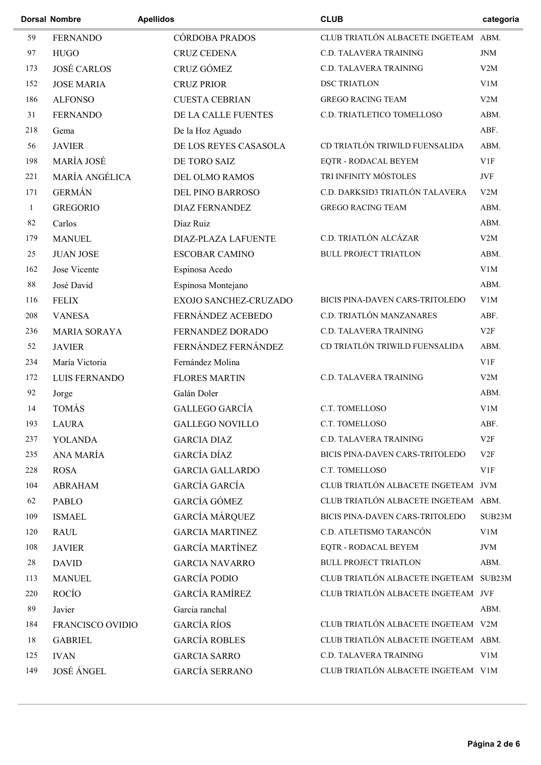| Dorsal | Nombre | Apellidos | CLUB | categoria |
|---|---|---|---|---|
| 59 | FERNANDO | CÓRDOBA PRADOS | CLUB TRIATLÓN ALBACETE INGETEAM | ABM. |
| 97 | HUGO | CRUZ CEDENA | C.D. TALAVERA TRAINING | JNM |
| 173 | JOSÉ CARLOS | CRUZ GÓMEZ | C.D. TALAVERA TRAINING | V2M |
| 152 | JOSE MARIA | CRUZ PRIOR | DSC TRIATLON | V1M |
| 186 | ALFONSO | CUESTA CEBRIAN | GREGO RACING TEAM | V2M |
| 31 | FERNANDO | DE LA CALLE FUENTES | C.D. TRIATLETICO TOMELLOSO | ABM. |
| 218 | Gema | De la Hoz Aguado | | ABF. |
| 56 | JAVIER | DE LOS REYES CASASOLA | CD TRIATLÓN TRIWILD FUENSALIDA | ABM. |
| 198 | MARÍA JOSÉ | DE TORO SAIZ | EQTR - RODACAL BEYEM | V1F |
| 221 | MARÍA ANGÉLICA | DEL OLMO RAMOS | TRI INFINITY MÓSTOLES | JVF |
| 171 | GERMÁN | DEL PINO BARROSO | C.D. DARKSID3 TRIATLÓN TALAVERA | V2M |
| 1 | GREGORIO | DIAZ FERNANDEZ | GREGO RACING TEAM | ABM. |
| 82 | Carlos | Díaz Ruiz | | ABM. |
| 179 | MANUEL | DIAZ-PLAZA LAFUENTE | C.D. TRIATLÓN ALCÁZAR | V2M |
| 25 | JUAN JOSE | ESCOBAR CAMINO | BULL PROJECT TRIATLON | ABM. |
| 162 | Jose Vicente | Espinosa Acedo | | V1M |
| 88 | José David | Espinosa Montejano | | ABM. |
| 116 | FELIX | EXOJO SANCHEZ-CRUZADO | BICIS PINA-DAVEN CARS-TRITOLEDO | V1M |
| 208 | VANESA | FERNÁNDEZ ACEBEDO | C.D. TRIATLÓN MANZANARES | ABF. |
| 236 | MARIA SORAYA | FERNANDEZ DORADO | C.D. TALAVERA TRAINING | V2F |
| 52 | JAVIER | FERNÁNDEZ FERNÁNDEZ | CD TRIATLÓN TRIWILD FUENSALIDA | ABM. |
| 234 | María Victoria | Fernández Molina | | V1F |
| 172 | LUIS FERNANDO | FLORES MARTIN | C.D. TALAVERA TRAINING | V2M |
| 92 | Jorge | Galán Doler | | ABM. |
| 14 | TOMÁS | GALLEGO GARCÍA | C.T. TOMELLOSO | V1M |
| 193 | LAURA | GALLEGO NOVILLO | C.T. TOMELLOSO | ABF. |
| 237 | YOLANDA | GARCIA DIAZ | C.D. TALAVERA TRAINING | V2F |
| 235 | ANA MARÍA | GARCÍA DÍAZ | BICIS PINA-DAVEN CARS-TRITOLEDO | V2F |
| 228 | ROSA | GARCIA GALLARDO | C.T. TOMELLOSO | V1F |
| 104 | ABRAHAM | GARCÍA GARCÍA | CLUB TRIATLÓN ALBACETE INGETEAM | JVM |
| 62 | PABLO | GARCÍA GÓMEZ | CLUB TRIATLÓN ALBACETE INGETEAM | ABM. |
| 109 | ISMAEL | GARCÍA MÁRQUEZ | BICIS PINA-DAVEN CARS-TRITOLEDO | SUB23M |
| 120 | RAUL | GARCIA MARTINEZ | C.D. ATLETISMO TARANCÓN | V1M |
| 108 | JAVIER | GARCÍA MARTÍNEZ | EQTR - RODACAL BEYEM | JVM |
| 28 | DAVID | GARCIA NAVARRO | BULL PROJECT TRIATLON | ABM. |
| 113 | MANUEL | GARCÍA PODIO | CLUB TRIATLÓN ALBACETE INGETEAM | SUB23M |
| 220 | ROCÍO | GARCÍA RAMÍREZ | CLUB TRIATLÓN ALBACETE INGETEAM | JVF |
| 89 | Javier | Garcia ranchal | | ABM. |
| 184 | FRANCISCO OVIDIO | GARCÍA RÍOS | CLUB TRIATLÓN ALBACETE INGETEAM | V2M |
| 18 | GABRIEL | GARCÍA ROBLES | CLUB TRIATLÓN ALBACETE INGETEAM | ABM. |
| 125 | IVAN | GARCIA SARRO | C.D. TALAVERA TRAINING | V1M |
| 149 | JOSÉ ÁNGEL | GARCÍA SERRANO | CLUB TRIATLÓN ALBACETE INGETEAM | V1M |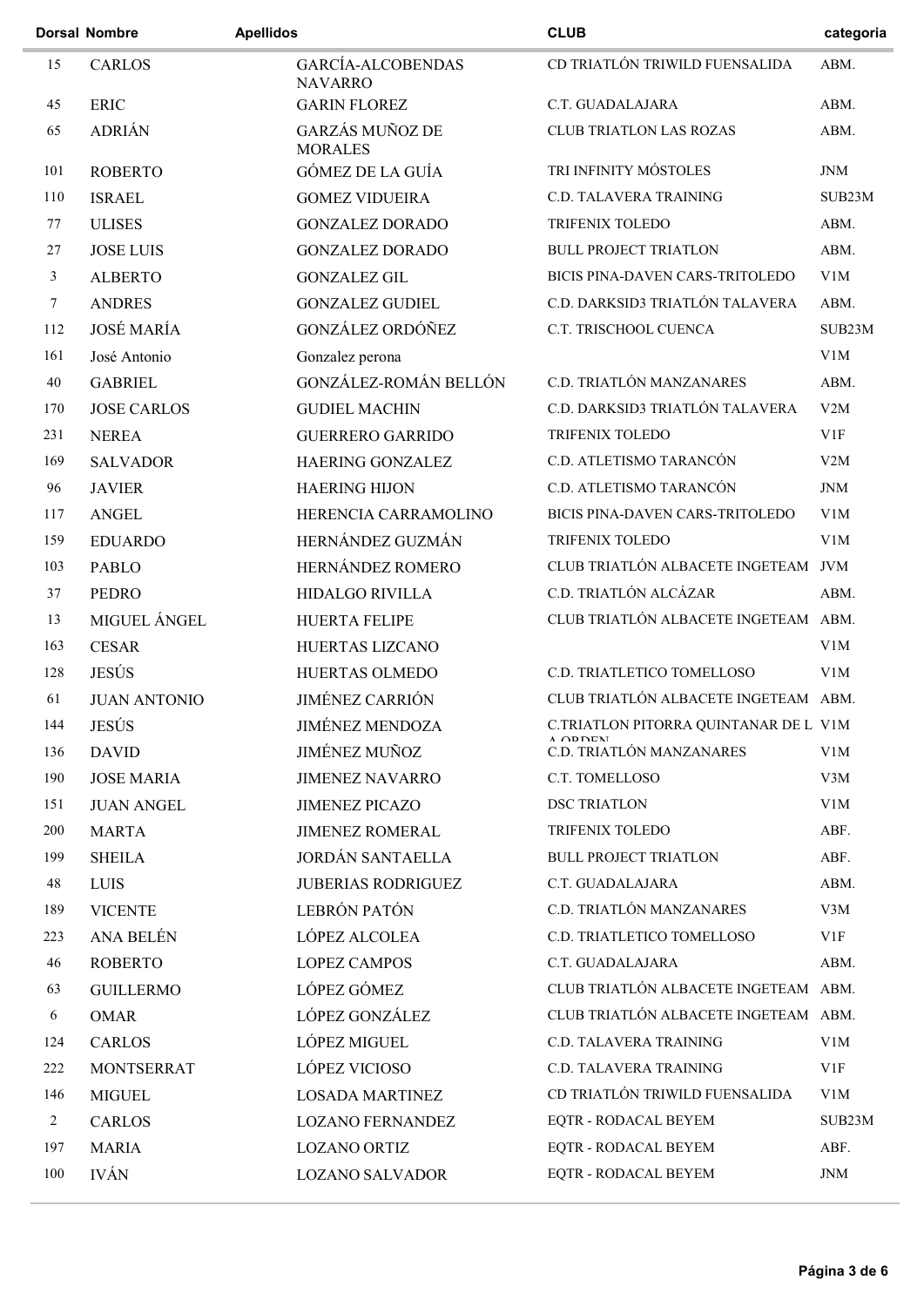| Dorsal | Nombre | Apellidos | CLUB | categoria |
|---|---|---|---|---|
| 15 | CARLOS | GARCÍA-ALCOBENDAS NAVARRO | CD TRIATLÓN TRIWILD FUENSALIDA | ABM. |
| 45 | ERIC | GARIN FLOREZ | C.T. GUADALAJARA | ABM. |
| 65 | ADRIÁN | GARZÁS MUÑOZ DE MORALES | CLUB TRIATLON LAS ROZAS | ABM. |
| 101 | ROBERTO | GÓMEZ DE LA GUÍA | TRI INFINITY MÓSTOLES | JNM |
| 110 | ISRAEL | GOMEZ VIDUEIRA | C.D. TALAVERA TRAINING | SUB23M |
| 77 | ULISES | GONZALEZ DORADO | TRIFENIX TOLEDO | ABM. |
| 27 | JOSE LUIS | GONZALEZ DORADO | BULL PROJECT TRIATLON | ABM. |
| 3 | ALBERTO | GONZALEZ GIL | BICIS PINA-DAVEN CARS-TRITOLEDO | V1M |
| 7 | ANDRES | GONZALEZ GUDIEL | C.D. DARKSID3 TRIATLÓN TALAVERA | ABM. |
| 112 | JOSÉ MARÍA | GONZÁLEZ ORDÓÑEZ | C.T. TRISCHOOL CUENCA | SUB23M |
| 161 | José Antonio | Gonzalez perona | | V1M |
| 40 | GABRIEL | GONZÁLEZ-ROMÁN BELLÓN | C.D. TRIATLÓN MANZANARES | ABM. |
| 170 | JOSE CARLOS | GUDIEL MACHIN | C.D. DARKSID3 TRIATLÓN TALAVERA | V2M |
| 231 | NEREA | GUERRERO GARRIDO | TRIFENIX TOLEDO | V1F |
| 169 | SALVADOR | HAERING GONZALEZ | C.D. ATLETISMO TARANCÓN | V2M |
| 96 | JAVIER | HAERING HIJON | C.D. ATLETISMO TARANCÓN | JNM |
| 117 | ANGEL | HERENCIA CARRAMOLINO | BICIS PINA-DAVEN CARS-TRITOLEDO | V1M |
| 159 | EDUARDO | HERNÁNDEZ GUZMÁN | TRIFENIX TOLEDO | V1M |
| 103 | PABLO | HERNÁNDEZ ROMERO | CLUB TRIATLÓN ALBACETE INGETEAM | JVM |
| 37 | PEDRO | HIDALGO RIVILLA | C.D. TRIATLÓN ALCÁZAR | ABM. |
| 13 | MIGUEL ÁNGEL | HUERTA FELIPE | CLUB TRIATLÓN ALBACETE INGETEAM | ABM. |
| 163 | CESAR | HUERTAS LIZCANO | | V1M |
| 128 | JESÚS | HUERTAS OLMEDO | C.D. TRIATLETICO TOMELLOSO | V1M |
| 61 | JUAN ANTONIO | JIMÉNEZ CARRIÓN | CLUB TRIATLÓN ALBACETE INGETEAM | ABM. |
| 144 | JESÚS | JIMÉNEZ MENDOZA | C.TRIATLON PITORRA QUINTANAR DE LA ORDEN | V1M |
| 136 | DAVID | JIMÉNEZ MUÑOZ | C.D. TRIATLÓN MANZANARES | V1M |
| 190 | JOSE MARIA | JIMENEZ NAVARRO | C.T. TOMELLOSO | V3M |
| 151 | JUAN ANGEL | JIMENEZ PICAZO | DSC TRIATLON | V1M |
| 200 | MARTA | JIMENEZ ROMERAL | TRIFENIX TOLEDO | ABF. |
| 199 | SHEILA | JORDÁN SANTAELLA | BULL PROJECT TRIATLON | ABF. |
| 48 | LUIS | JUBERIAS RODRIGUEZ | C.T. GUADALAJARA | ABM. |
| 189 | VICENTE | LEBRÓN PATÓN | C.D. TRIATLÓN MANZANARES | V3M |
| 223 | ANA BELÉN | LÓPEZ ALCOLEA | C.D. TRIATLETICO TOMELLOSO | V1F |
| 46 | ROBERTO | LOPEZ CAMPOS | C.T. GUADALAJARA | ABM. |
| 63 | GUILLERMO | LÓPEZ GÓMEZ | CLUB TRIATLÓN ALBACETE INGETEAM | ABM. |
| 6 | OMAR | LÓPEZ GONZÁLEZ | CLUB TRIATLÓN ALBACETE INGETEAM | ABM. |
| 124 | CARLOS | LÓPEZ MIGUEL | C.D. TALAVERA TRAINING | V1M |
| 222 | MONTSERRAT | LÓPEZ VICIOSO | C.D. TALAVERA TRAINING | V1F |
| 146 | MIGUEL | LOSADA MARTINEZ | CD TRIATLÓN TRIWILD FUENSALIDA | V1M |
| 2 | CARLOS | LOZANO FERNANDEZ | EQTR - RODACAL BEYEM | SUB23M |
| 197 | MARIA | LOZANO ORTIZ | EQTR - RODACAL BEYEM | ABF. |
| 100 | IVÁN | LOZANO SALVADOR | EQTR - RODACAL BEYEM | JNM |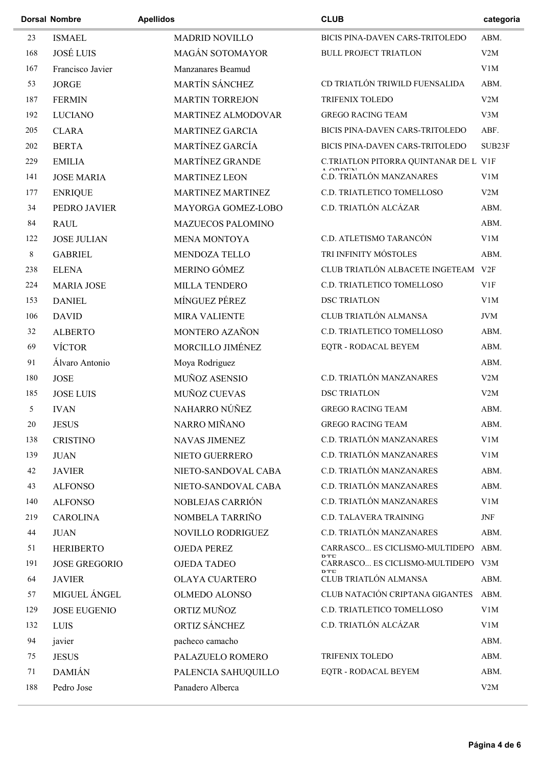| Dorsal | Nombre | Apellidos | CLUB | categoria |
| --- | --- | --- | --- | --- |
| 23 | ISMAEL | MADRID NOVILLO | BICIS PINA-DAVEN CARS-TRITOLEDO | ABM. |
| 168 | JOSÉ LUIS | MAGÁN SOTOMAYOR | BULL PROJECT TRIATLON | V2M |
| 167 | Francisco Javier | Manzanares Beamud | | V1M |
| 53 | JORGE | MARTÍN SÁNCHEZ | CD TRIATLÓN TRIWILD FUENSALIDA | ABM. |
| 187 | FERMIN | MARTIN TORREJON | TRIFENIX TOLEDO | V2M |
| 192 | LUCIANO | MARTINEZ ALMODOVAR | GREGO RACING TEAM | V3M |
| 205 | CLARA | MARTINEZ GARCIA | BICIS PINA-DAVEN CARS-TRITOLEDO | ABF. |
| 202 | BERTA | MARTÍNEZ GARCÍA | BICIS PINA-DAVEN CARS-TRITOLEDO | SUB23F |
| 229 | EMILIA | MARTÍNEZ GRANDE | C.TRIATLON PITORRA QUINTANAR DE LA ORDEN | V1F |
| 141 | JOSE MARIA | MARTINEZ LEON | C.D. TRIATLÓN MANZANARES | V1M |
| 177 | ENRIQUE | MARTINEZ MARTINEZ | C.D. TRIATLETICO TOMELLOSO | V2M |
| 34 | PEDRO JAVIER | MAYORGA GOMEZ-LOBO | C.D. TRIATLÓN ALCÁZAR | ABM. |
| 84 | RAUL | MAZUECOS PALOMINO | | ABM. |
| 122 | JOSE JULIAN | MENA MONTOYA | C.D. ATLETISMO TARANCÓN | V1M |
| 8 | GABRIEL | MENDOZA TELLO | TRI INFINITY MÓSTOLES | ABM. |
| 238 | ELENA | MERINO GÓMEZ | CLUB TRIATLÓN ALBACETE INGETEAM | V2F |
| 224 | MARIA JOSE | MILLA TENDERO | C.D. TRIATLETICO TOMELLOSO | V1F |
| 153 | DANIEL | MÍNGUEZ PÉREZ | DSC TRIATLON | V1M |
| 106 | DAVID | MIRA VALIENTE | CLUB TRIATLÓN ALMANSA | JVM |
| 32 | ALBERTO | MONTERO AZAÑON | C.D. TRIATLETICO TOMELLOSO | ABM. |
| 69 | VÍCTOR | MORCILLO JIMÉNEZ | EQTR - RODACAL BEYEM | ABM. |
| 91 | Álvaro Antonio | Moya Rodriguez | | ABM. |
| 180 | JOSE | MUÑOZ ASENSIO | C.D. TRIATLÓN MANZANARES | V2M |
| 185 | JOSE LUIS | MUÑOZ CUEVAS | DSC TRIATLON | V2M |
| 5 | IVAN | NAHARRO NÚÑEZ | GREGO RACING TEAM | ABM. |
| 20 | JESUS | NARRO MIÑANO | GREGO RACING TEAM | ABM. |
| 138 | CRISTINO | NAVAS JIMENEZ | C.D. TRIATLÓN MANZANARES | V1M |
| 139 | JUAN | NIETO GUERRERO | C.D. TRIATLÓN MANZANARES | V1M |
| 42 | JAVIER | NIETO-SANDOVAL CABA | C.D. TRIATLÓN MANZANARES | ABM. |
| 43 | ALFONSO | NIETO-SANDOVAL CABA | C.D. TRIATLÓN MANZANARES | ABM. |
| 140 | ALFONSO | NOBLEJAS CARRIÓN | C.D. TRIATLÓN MANZANARES | V1M |
| 219 | CAROLINA | NOMBELA TARRIÑO | C.D. TALAVERA TRAINING | JNF |
| 44 | JUAN | NOVILLO RODRIGUEZ | C.D. TRIATLÓN MANZANARES | ABM. |
| 51 | HERIBERTO | OJEDA PEREZ | CARRASCO... ES CICLISMO-MULTIDEPORTE | ABM. |
| 191 | JOSE GREGORIO | OJEDA TADEO | CARRASCO... ES CICLISMO-MULTIDEPORTE | V3M |
| 64 | JAVIER | OLAYA CUARTERO | CLUB TRIATLÓN ALMANSA | ABM. |
| 57 | MIGUEL ÁNGEL | OLMEDO ALONSO | CLUB NATACIÓN CRIPTANA GIGANTES | ABM. |
| 129 | JOSE EUGENIO | ORTIZ MUÑOZ | C.D. TRIATLETICO TOMELLOSO | V1M |
| 132 | LUIS | ORTIZ SÁNCHEZ | C.D. TRIATLÓN ALCÁZAR | V1M |
| 94 | javier | pacheco camacho | | ABM. |
| 75 | JESUS | PALAZUELO ROMERO | TRIFENIX TOLEDO | ABM. |
| 71 | DAMIÁN | PALENCIA SAHUQUILLO | EQTR - RODACAL BEYEM | ABM. |
| 188 | Pedro Jose | Panadero Alberca | | V2M |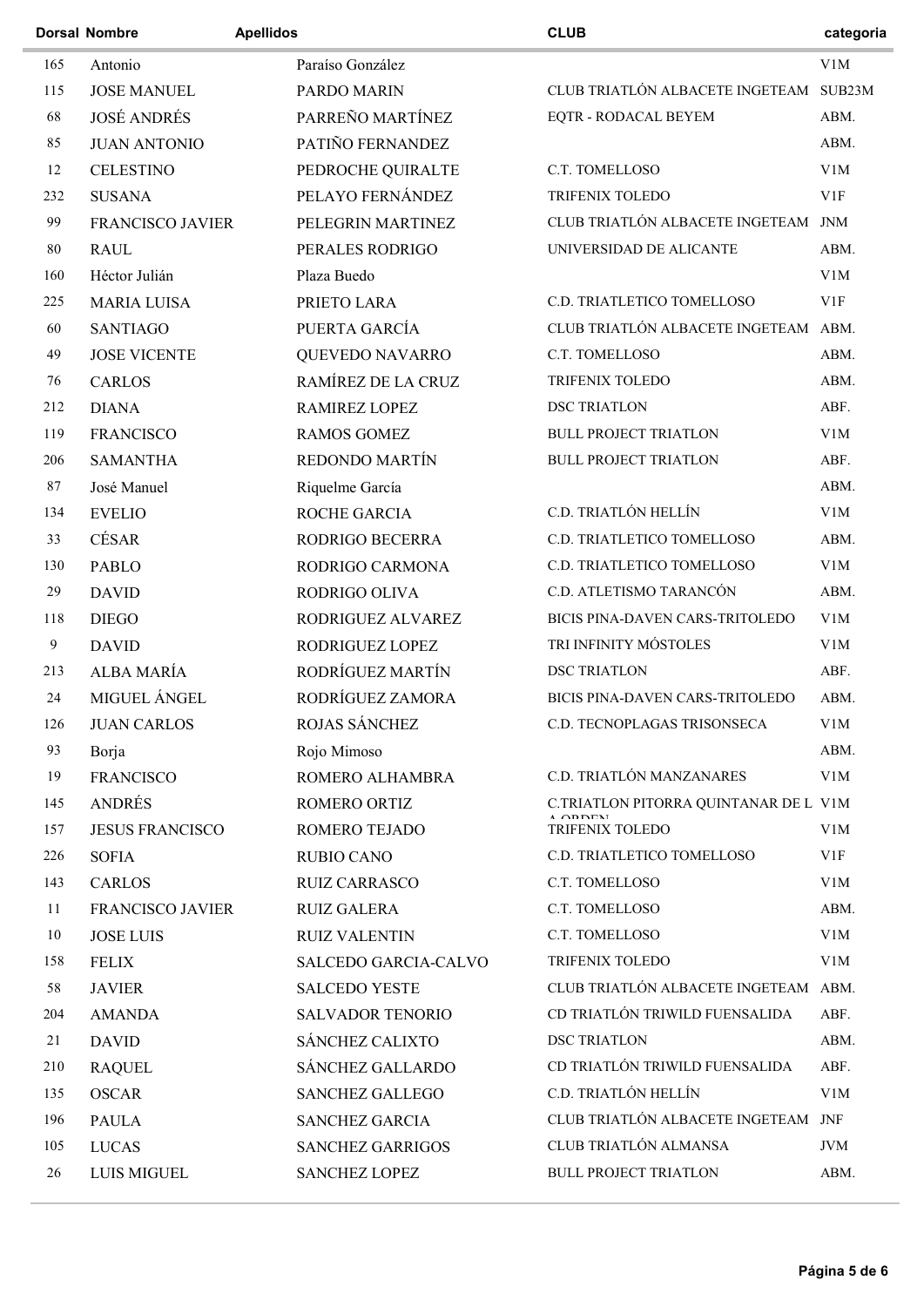| Dorsal | Nombre | Apellidos | CLUB | categoria |
|---|---|---|---|---|
| 165 | Antonio | Paraíso González | | V1M |
| 115 | JOSE MANUEL | PARDO MARIN | CLUB TRIATLÓN ALBACETE INGETEAM | SUB23M |
| 68 | JOSÉ ANDRÉS | PARREÑO MARTÍNEZ | EQTR - RODACAL BEYEM | ABM. |
| 85 | JUAN ANTONIO | PATIÑO FERNANDEZ | | ABM. |
| 12 | CELESTINO | PEDROCHE QUIRALTE | C.T. TOMELLOSO | V1M |
| 232 | SUSANA | PELAYO FERNÁNDEZ | TRIFENIX TOLEDO | V1F |
| 99 | FRANCISCO JAVIER | PELEGRIN MARTINEZ | CLUB TRIATLÓN ALBACETE INGETEAM | JNM |
| 80 | RAUL | PERALES RODRIGO | UNIVERSIDAD DE ALICANTE | ABM. |
| 160 | Héctor Julián | Plaza Buedo | | V1M |
| 225 | MARIA LUISA | PRIETO LARA | C.D. TRIATLETICO TOMELLOSO | V1F |
| 60 | SANTIAGO | PUERTA GARCÍA | CLUB TRIATLÓN ALBACETE INGETEAM | ABM. |
| 49 | JOSE VICENTE | QUEVEDO NAVARRO | C.T. TOMELLOSO | ABM. |
| 76 | CARLOS | RAMÍREZ DE LA CRUZ | TRIFENIX TOLEDO | ABM. |
| 212 | DIANA | RAMIREZ LOPEZ | DSC TRIATLON | ABF. |
| 119 | FRANCISCO | RAMOS GOMEZ | BULL PROJECT TRIATLON | V1M |
| 206 | SAMANTHA | REDONDO MARTÍN | BULL PROJECT TRIATLON | ABF. |
| 87 | José Manuel | Riquelme García | | ABM. |
| 134 | EVELIO | ROCHE GARCIA | C.D. TRIATLÓN HELLÍN | V1M |
| 33 | CÉSAR | RODRIGO BECERRA | C.D. TRIATLETICO TOMELLOSO | ABM. |
| 130 | PABLO | RODRIGO CARMONA | C.D. TRIATLETICO TOMELLOSO | V1M |
| 29 | DAVID | RODRIGO OLIVA | C.D. ATLETISMO TARANCÓN | ABM. |
| 118 | DIEGO | RODRIGUEZ ALVAREZ | BICIS PINA-DAVEN CARS-TRITOLEDO | V1M |
| 9 | DAVID | RODRIGUEZ LOPEZ | TRI INFINITY MÓSTOLES | V1M |
| 213 | ALBA MARÍA | RODRÍGUEZ MARTÍN | DSC TRIATLON | ABF. |
| 24 | MIGUEL ÁNGEL | RODRÍGUEZ ZAMORA | BICIS PINA-DAVEN CARS-TRITOLEDO | ABM. |
| 126 | JUAN CARLOS | ROJAS SÁNCHEZ | C.D. TECNOPLAGAS TRISONSECA | V1M |
| 93 | Borja | Rojo Mimoso | | ABM. |
| 19 | FRANCISCO | ROMERO ALHAMBRA | C.D. TRIATLÓN MANZANARES | V1M |
| 145 | ANDRÉS | ROMERO ORTIZ | C.TRIATLON PITORRA QUINTANAR DE LA ORDEN | V1M |
| 157 | JESUS FRANCISCO | ROMERO TEJADO | TRIFENIX TOLEDO | V1M |
| 226 | SOFIA | RUBIO CANO | C.D. TRIATLETICO TOMELLOSO | V1F |
| 143 | CARLOS | RUIZ CARRASCO | C.T. TOMELLOSO | V1M |
| 11 | FRANCISCO JAVIER | RUIZ GALERA | C.T. TOMELLOSO | ABM. |
| 10 | JOSE LUIS | RUIZ VALENTIN | C.T. TOMELLOSO | V1M |
| 158 | FELIX | SALCEDO GARCIA-CALVO | TRIFENIX TOLEDO | V1M |
| 58 | JAVIER | SALCEDO YESTE | CLUB TRIATLÓN ALBACETE INGETEAM | ABM. |
| 204 | AMANDA | SALVADOR TENORIO | CD TRIATLÓN TRIWILD FUENSALIDA | ABF. |
| 21 | DAVID | SÁNCHEZ CALIXTO | DSC TRIATLON | ABM. |
| 210 | RAQUEL | SÁNCHEZ GALLARDO | CD TRIATLÓN TRIWILD FUENSALIDA | ABF. |
| 135 | OSCAR | SANCHEZ GALLEGO | C.D. TRIATLÓN HELLÍN | V1M |
| 196 | PAULA | SANCHEZ GARCIA | CLUB TRIATLÓN ALBACETE INGETEAM | JNF |
| 105 | LUCAS | SANCHEZ GARRIGOS | CLUB TRIATLÓN ALMANSA | JVM |
| 26 | LUIS MIGUEL | SANCHEZ LOPEZ | BULL PROJECT TRIATLON | ABM. |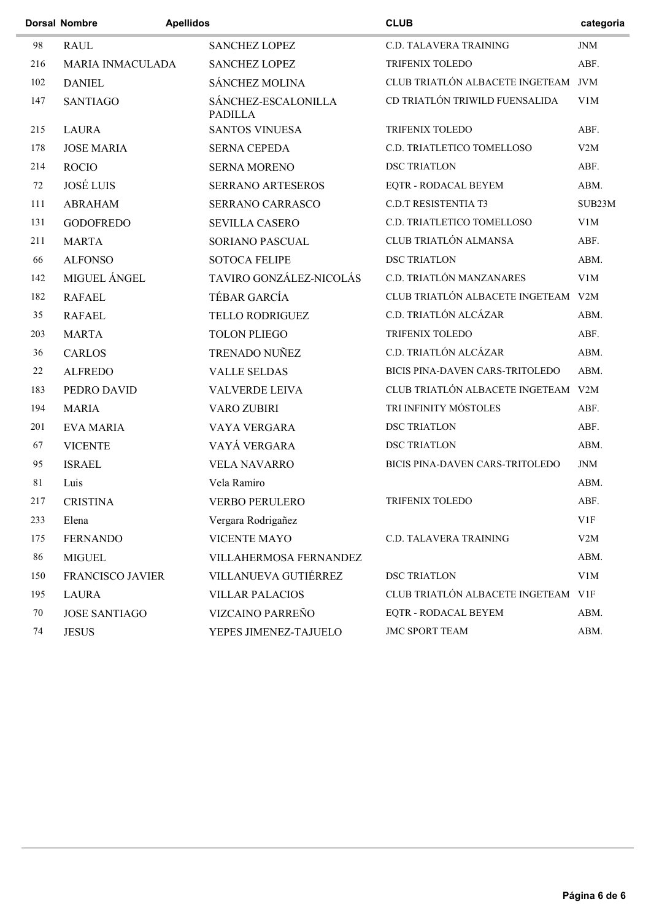| Dorsal | Nombre | Apellidos | CLUB | categoria |
|---|---|---|---|---|
| 98 | RAUL | SANCHEZ LOPEZ | C.D. TALAVERA TRAINING | JNM |
| 216 | MARIA INMACULADA | SANCHEZ LOPEZ | TRIFENIX TOLEDO | ABF. |
| 102 | DANIEL | SÁNCHEZ MOLINA | CLUB TRIATLÓN ALBACETE INGETEAM | JVM |
| 147 | SANTIAGO | SÁNCHEZ-ESCALONILLA PADILLA | CD TRIATLÓN TRIWILD FUENSALIDA | V1M |
| 215 | LAURA | SANTOS VINUESA | TRIFENIX TOLEDO | ABF. |
| 178 | JOSE MARIA | SERNA CEPEDA | C.D. TRIATLETICO TOMELLOSO | V2M |
| 214 | ROCIO | SERNA MORENO | DSC TRIATLON | ABF. |
| 72 | JOSÉ LUIS | SERRANO ARTESEROS | EQTR - RODACAL BEYEM | ABM. |
| 111 | ABRAHAM | SERRANO CARRASCO | C.D.T RESISTENTIA T3 | SUB23M |
| 131 | GODOFREDO | SEVILLA CASERO | C.D. TRIATLETICO TOMELLOSO | V1M |
| 211 | MARTA | SORIANO PASCUAL | CLUB TRIATLÓN ALMANSA | ABF. |
| 66 | ALFONSO | SOTOCA FELIPE | DSC TRIATLON | ABM. |
| 142 | MIGUEL ÁNGEL | TAVIRO GONZÁLEZ-NICOLÁS | C.D. TRIATLÓN MANZANARES | V1M |
| 182 | RAFAEL | TÉBAR GARCÍA | CLUB TRIATLÓN ALBACETE INGETEAM | V2M |
| 35 | RAFAEL | TELLO RODRIGUEZ | C.D. TRIATLÓN ALCÁZAR | ABM. |
| 203 | MARTA | TOLON PLIEGO | TRIFENIX TOLEDO | ABF. |
| 36 | CARLOS | TRENADO NUÑEZ | C.D. TRIATLÓN ALCÁZAR | ABM. |
| 22 | ALFREDO | VALLE SELDAS | BICIS PINA-DAVEN CARS-TRITOLEDO | ABM. |
| 183 | PEDRO DAVID | VALVERDE LEIVA | CLUB TRIATLÓN ALBACETE INGETEAM | V2M |
| 194 | MARIA | VARO ZUBIRI | TRI INFINITY MÓSTOLES | ABF. |
| 201 | EVA MARIA | VAYA VERGARA | DSC TRIATLON | ABF. |
| 67 | VICENTE | VAYÁ VERGARA | DSC TRIATLON | ABM. |
| 95 | ISRAEL | VELA NAVARRO | BICIS PINA-DAVEN CARS-TRITOLEDO | JNM |
| 81 | Luis | Vela Ramiro | | ABM. |
| 217 | CRISTINA | VERBO PERULERO | TRIFENIX TOLEDO | ABF. |
| 233 | Elena | Vergara Rodrigañez | | V1F |
| 175 | FERNANDO | VICENTE MAYO | C.D. TALAVERA TRAINING | V2M |
| 86 | MIGUEL | VILLAHERMOSA FERNANDEZ | | ABM. |
| 150 | FRANCISCO JAVIER | VILLANUEVA GUTIÉRREZ | DSC TRIATLON | V1M |
| 195 | LAURA | VILLAR PALACIOS | CLUB TRIATLÓN ALBACETE INGETEAM | V1F |
| 70 | JOSE SANTIAGO | VIZCAINO PARREÑO | EQTR - RODACAL BEYEM | ABM. |
| 74 | JESUS | YEPES JIMENEZ-TAJUELO | JMC SPORT TEAM | ABM. |